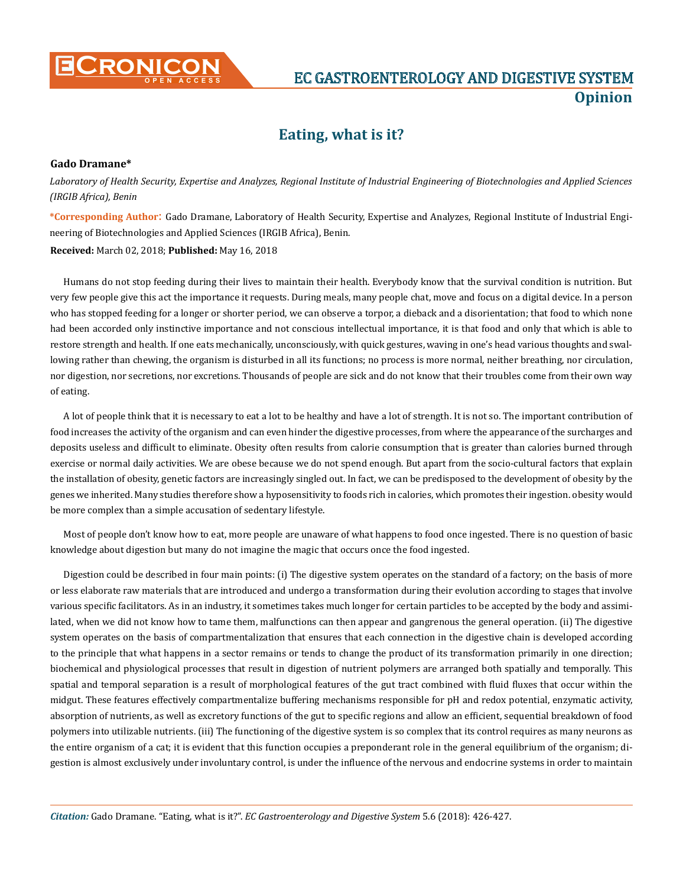# Eating, what is it?

**Gado Dramane***

*Laboratory of Health Security, Expertise and Analyzes, Regional Institute of Industrial Engineering of Biotechnologies and Applied Sciences (IRGIB Africa), Benin*

**\*Corresponding Author**: Gado Dramane, Laboratory of Health Security, Expertise and Analyzes, Regional Institute of Industrial Engineering of Biotechnologies and Applied Sciences (IRGIB Africa), Benin.

**Received:** March 02, 2018; **Published:** May 16, 2018

Humans do not stop feeding during their lives to maintain their health. Everybody know that the survival condition is nutrition. But very few people give this act the importance it requests. During meals, many people chat, move and focus on a digital device. In a person who has stopped feeding for a longer or shorter period, we can observe a torpor, a dieback and a disorientation; that food to which none had been accorded only instinctive importance and not conscious intellectual importance, it is that food and only that which is able to restore strength and health. If one eats mechanically, unconsciously, with quick gestures, waving in one's head various thoughts and swallowing rather than chewing, the organism is disturbed in all its functions; no process is more normal, neither breathing, nor circulation, nor digestion, nor secretions, nor excretions. Thousands of people are sick and do not know that their troubles come from their own way of eating.

A lot of people think that it is necessary to eat a lot to be healthy and have a lot of strength. It is not so. The important contribution of food increases the activity of the organism and can even hinder the digestive processes, from where the appearance of the surcharges and deposits useless and difficult to eliminate. Obesity often results from calorie consumption that is greater than calories burned through exercise or normal daily activities. We are obese because we do not spend enough. But apart from the socio-cultural factors that explain the installation of obesity, genetic factors are increasingly singled out. In fact, we can be predisposed to the development of obesity by the genes we inherited. Many studies therefore show a hyposensitivity to foods rich in calories, which promotes their ingestion. obesity would be more complex than a simple accusation of sedentary lifestyle.

Most of people don't know how to eat, more people are unaware of what happens to food once ingested. There is no question of basic knowledge about digestion but many do not imagine the magic that occurs once the food ingested.

Digestion could be described in four main points: (i) The digestive system operates on the standard of a factory; on the basis of more or less elaborate raw materials that are introduced and undergo a transformation during their evolution according to stages that involve various specific facilitators. As in an industry, it sometimes takes much longer for certain particles to be accepted by the body and assimilated, when we did not know how to tame them, malfunctions can then appear and gangrenous the general operation. (ii) The digestive system operates on the basis of compartmentalization that ensures that each connection in the digestive chain is developed according to the principle that what happens in a sector remains or tends to change the product of its transformation primarily in one direction; biochemical and physiological processes that result in digestion of nutrient polymers are arranged both spatially and temporally. This spatial and temporal separation is a result of morphological features of the gut tract combined with fluid fluxes that occur within the midgut. These features effectively compartmentalize buffering mechanisms responsible for pH and redox potential, enzymatic activity, absorption of nutrients, as well as excretory functions of the gut to specific regions and allow an efficient, sequential breakdown of food polymers into utilizable nutrients. (iii) The functioning of the digestive system is so complex that its control requires as many neurons as the entire organism of a cat; it is evident that this function occupies a preponderant role in the general equilibrium of the organism; digestion is almost exclusively under involuntary control, is under the influence of the nervous and endocrine systems in order to maintain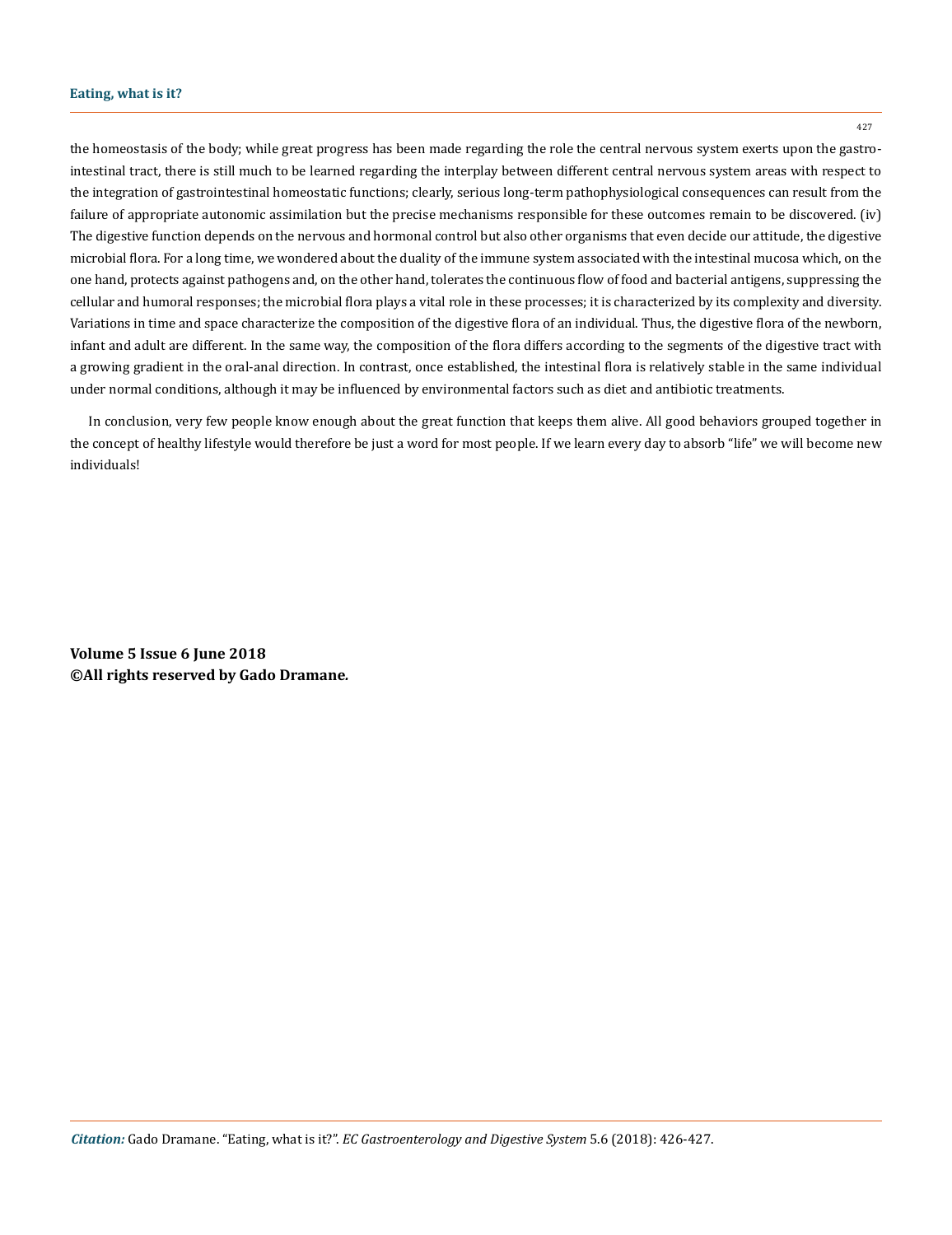the homeostasis of the body; while great progress has been made regarding the role the central nervous system exerts upon the gastro-intestinal tract, there is still much to be learned regarding the interplay between different central nervous system areas with respect to the integration of gastrointestinal homeostatic functions; clearly, serious long-term pathophysiological consequences can result from the failure of appropriate autonomic assimilation but the precise mechanisms responsible for these outcomes remain to be discovered. (iv) The digestive function depends on the nervous and hormonal control but also other organisms that even decide our attitude, the digestive microbial flora. For a long time, we wondered about the duality of the immune system associated with the intestinal mucosa which, on the one hand, protects against pathogens and, on the other hand, tolerates the continuous flow of food and bacterial antigens, suppressing the cellular and humoral responses; the microbial flora plays a vital role in these processes; it is characterized by its complexity and diversity. Variations in time and space characterize the composition of the digestive flora of an individual. Thus, the digestive flora of the newborn, infant and adult are different. In the same way, the composition of the flora differs according to the segments of the digestive tract with a growing gradient in the oral-anal direction. In contrast, once established, the intestinal flora is relatively stable in the same individual under normal conditions, although it may be influenced by environmental factors such as diet and antibiotic treatments.

In conclusion, very few people know enough about the great function that keeps them alive. All good behaviors grouped together in the concept of healthy lifestyle would therefore be just a word for most people. If we learn every day to absorb "life" we will become new individuals!

**Volume 5 Issue 6 June 2018**
**©All rights reserved by Gado Dramane.**